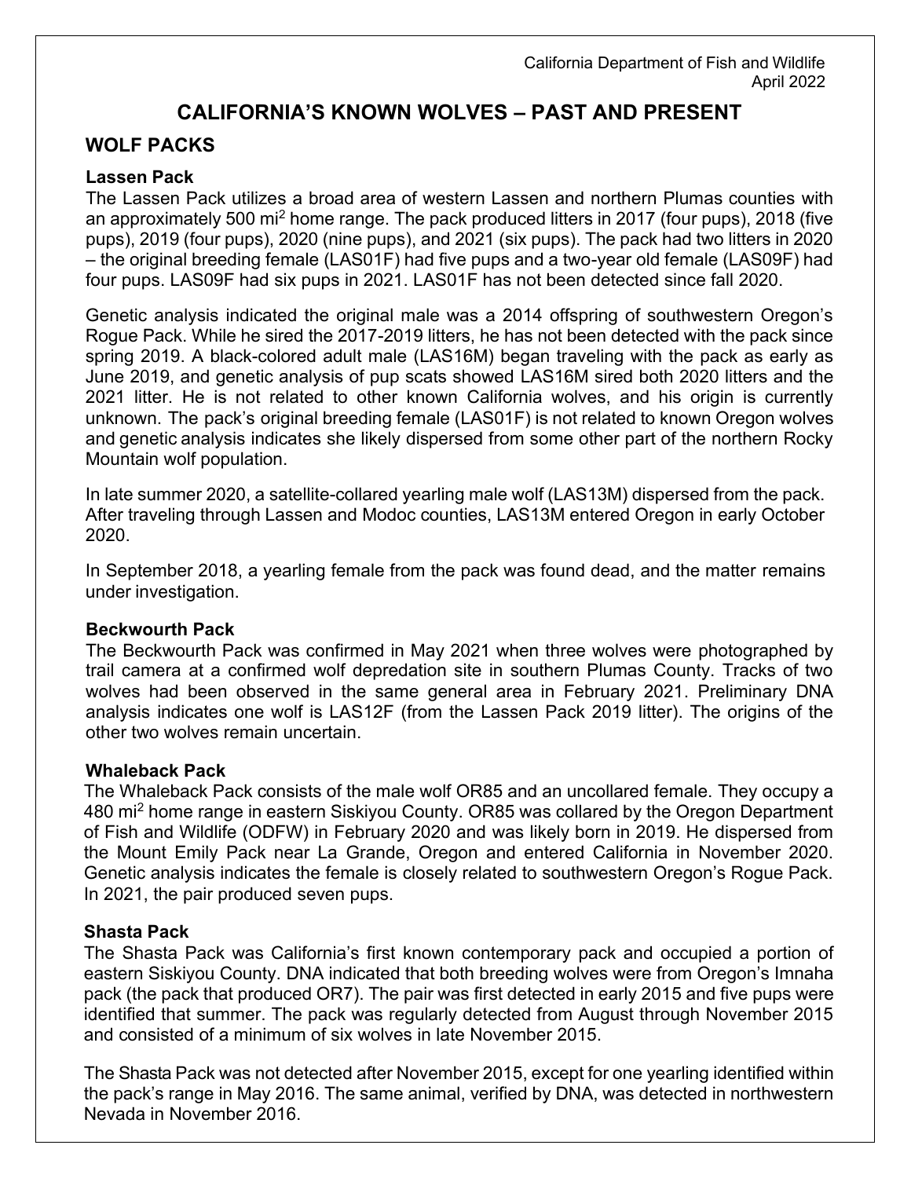California Department of Fish and Wildlife
April 2022

# CALIFORNIA'S KNOWN WOLVES – PAST AND PRESENT

## WOLF PACKS

### Lassen Pack

The Lassen Pack utilizes a broad area of western Lassen and northern Plumas counties with an approximately 500 mi$^2$ home range. The pack produced litters in 2017 (four pups), 2018 (five pups), 2019 (four pups), 2020 (nine pups), and 2021 (six pups). The pack had two litters in 2020 – the original breeding female (LAS01F) had five pups and a two-year old female (LAS09F) had four pups. LAS09F had six pups in 2021. LAS01F has not been detected since fall 2020.

Genetic analysis indicated the original male was a 2014 offspring of southwestern Oregon's Rogue Pack. While he sired the 2017-2019 litters, he has not been detected with the pack since spring 2019. A black-colored adult male (LAS16M) began traveling with the pack as early as June 2019, and genetic analysis of pup scats showed LAS16M sired both 2020 litters and the 2021 litter. He is not related to other known California wolves, and his origin is currently unknown. The pack's original breeding female (LAS01F) is not related to known Oregon wolves and genetic analysis indicates she likely dispersed from some other part of the northern Rocky Mountain wolf population.

In late summer 2020, a satellite-collared yearling male wolf (LAS13M) dispersed from the pack. After traveling through Lassen and Modoc counties, LAS13M entered Oregon in early October 2020.

In September 2018, a yearling female from the pack was found dead, and the matter remains under investigation.

### Beckwourth Pack

The Beckwourth Pack was confirmed in May 2021 when three wolves were photographed by trail camera at a confirmed wolf depredation site in southern Plumas County. Tracks of two wolves had been observed in the same general area in February 2021. Preliminary DNA analysis indicates one wolf is LAS12F (from the Lassen Pack 2019 litter). The origins of the other two wolves remain uncertain.

### Whaleback Pack

The Whaleback Pack consists of the male wolf OR85 and an uncollared female. They occupy a 480 mi$^2$ home range in eastern Siskiyou County. OR85 was collared by the Oregon Department of Fish and Wildlife (ODFW) in February 2020 and was likely born in 2019. He dispersed from the Mount Emily Pack near La Grande, Oregon and entered California in November 2020. Genetic analysis indicates the female is closely related to southwestern Oregon's Rogue Pack. In 2021, the pair produced seven pups.

### Shasta Pack

The Shasta Pack was California's first known contemporary pack and occupied a portion of eastern Siskiyou County. DNA indicated that both breeding wolves were from Oregon's Imnaha pack (the pack that produced OR7). The pair was first detected in early 2015 and five pups were identified that summer. The pack was regularly detected from August through November 2015 and consisted of a minimum of six wolves in late November 2015.

The Shasta Pack was not detected after November 2015, except for one yearling identified within the pack's range in May 2016. The same animal, verified by DNA, was detected in northwestern Nevada in November 2016.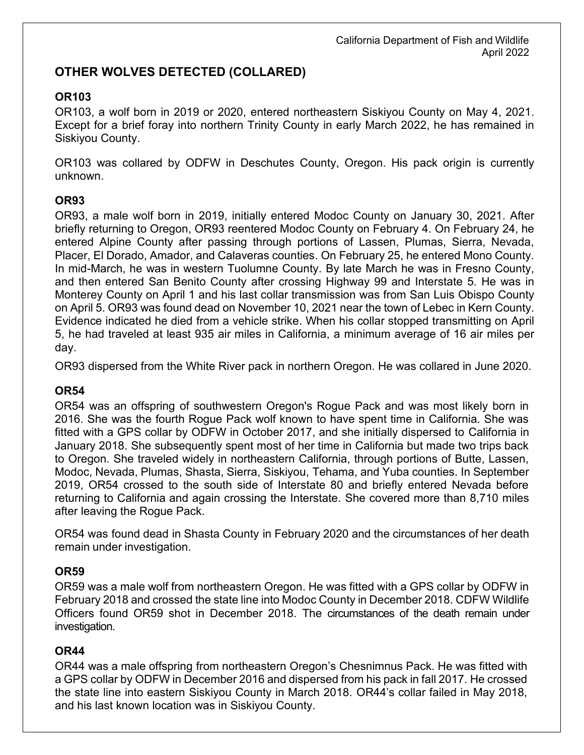## OTHER WOLVES DETECTED (COLLARED)

### OR103

OR103, a wolf born in 2019 or 2020, entered northeastern Siskiyou County on May 4, 2021. Except for a brief foray into northern Trinity County in early March 2022, he has remained in Siskiyou County.

OR103 was collared by ODFW in Deschutes County, Oregon. His pack origin is currently unknown.

### OR93

OR93, a male wolf born in 2019, initially entered Modoc County on January 30, 2021. After briefly returning to Oregon, OR93 reentered Modoc County on February 4. On February 24, he entered Alpine County after passing through portions of Lassen, Plumas, Sierra, Nevada, Placer, El Dorado, Amador, and Calaveras counties. On February 25, he entered Mono County. In mid-March, he was in western Tuolumne County. By late March he was in Fresno County, and then entered San Benito County after crossing Highway 99 and Interstate 5. He was in Monterey County on April 1 and his last collar transmission was from San Luis Obispo County on April 5. OR93 was found dead on November 10, 2021 near the town of Lebec in Kern County. Evidence indicated he died from a vehicle strike. When his collar stopped transmitting on April 5, he had traveled at least 935 air miles in California, a minimum average of 16 air miles per day.

OR93 dispersed from the White River pack in northern Oregon. He was collared in June 2020.

### OR54

OR54 was an offspring of southwestern Oregon's Rogue Pack and was most likely born in 2016. She was the fourth Rogue Pack wolf known to have spent time in California. She was fitted with a GPS collar by ODFW in October 2017, and she initially dispersed to California in January 2018. She subsequently spent most of her time in California but made two trips back to Oregon. She traveled widely in northeastern California, through portions of Butte, Lassen, Modoc, Nevada, Plumas, Shasta, Sierra, Siskiyou, Tehama, and Yuba counties. In September 2019, OR54 crossed to the south side of Interstate 80 and briefly entered Nevada before returning to California and again crossing the Interstate. She covered more than 8,710 miles after leaving the Rogue Pack.

OR54 was found dead in Shasta County in February 2020 and the circumstances of her death remain under investigation.

### OR59

OR59 was a male wolf from northeastern Oregon. He was fitted with a GPS collar by ODFW in February 2018 and crossed the state line into Modoc County in December 2018. CDFW Wildlife Officers found OR59 shot in December 2018. The circumstances of the death remain under investigation.

### OR44

OR44 was a male offspring from northeastern Oregon's Chesnimnus Pack. He was fitted with a GPS collar by ODFW in December 2016 and dispersed from his pack in fall 2017. He crossed the state line into eastern Siskiyou County in March 2018. OR44's collar failed in May 2018, and his last known location was in Siskiyou County.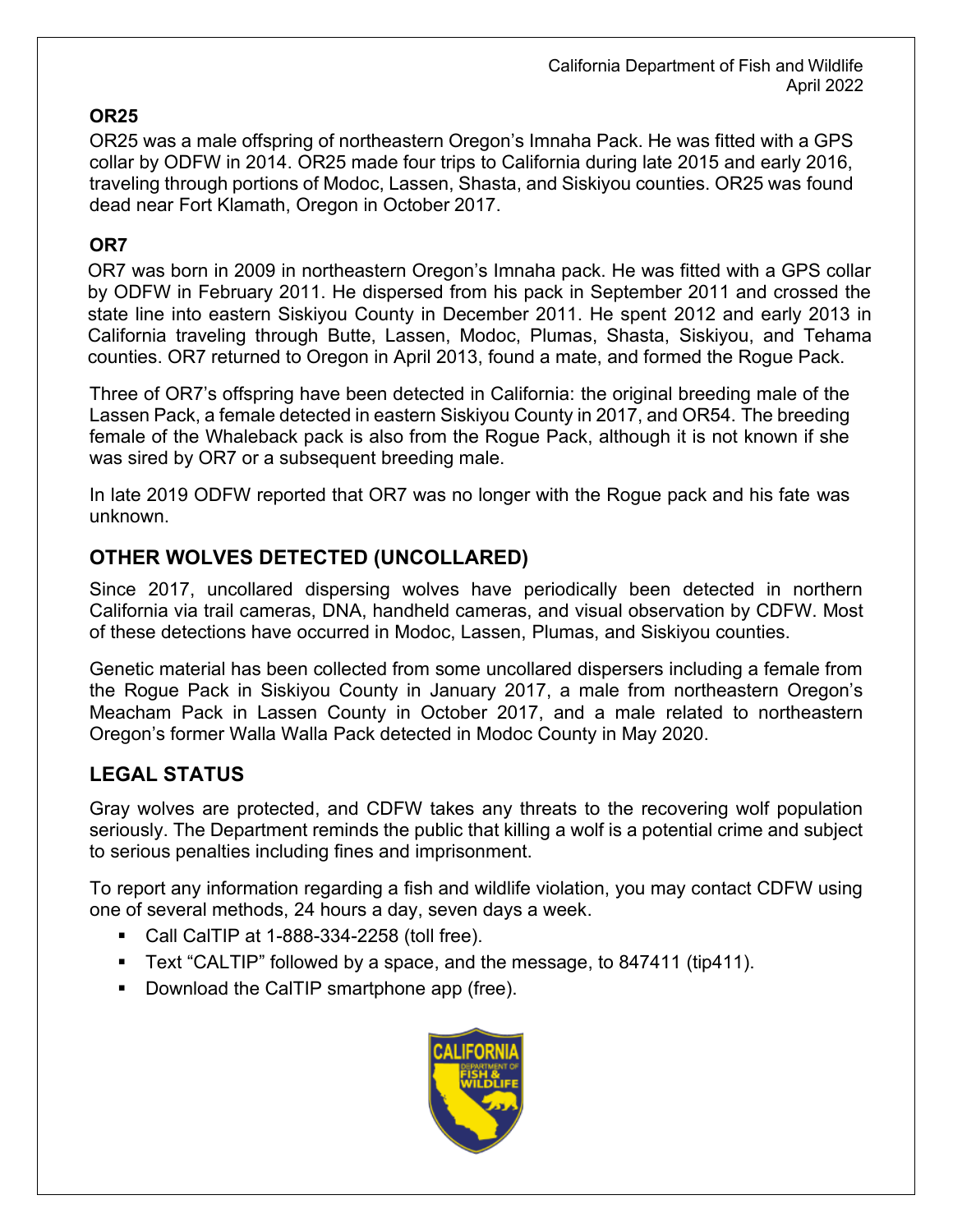### OR25

OR25 was a male offspring of northeastern Oregon's Imnaha Pack. He was fitted with a GPS collar by ODFW in 2014. OR25 made four trips to California during late 2015 and early 2016, traveling through portions of Modoc, Lassen, Shasta, and Siskiyou counties. OR25 was found dead near Fort Klamath, Oregon in October 2017.

### OR7

OR7 was born in 2009 in northeastern Oregon's Imnaha pack. He was fitted with a GPS collar by ODFW in February 2011. He dispersed from his pack in September 2011 and crossed the state line into eastern Siskiyou County in December 2011. He spent 2012 and early 2013 in California traveling through Butte, Lassen, Modoc, Plumas, Shasta, Siskiyou, and Tehama counties. OR7 returned to Oregon in April 2013, found a mate, and formed the Rogue Pack.

Three of OR7's offspring have been detected in California: the original breeding male of the Lassen Pack, a female detected in eastern Siskiyou County in 2017, and OR54. The breeding female of the Whaleback pack is also from the Rogue Pack, although it is not known if she was sired by OR7 or a subsequent breeding male.

In late 2019 ODFW reported that OR7 was no longer with the Rogue pack and his fate was unknown.

## OTHER WOLVES DETECTED (UNCOLLARED)

Since 2017, uncollared dispersing wolves have periodically been detected in northern California via trail cameras, DNA, handheld cameras, and visual observation by CDFW. Most of these detections have occurred in Modoc, Lassen, Plumas, and Siskiyou counties.

Genetic material has been collected from some uncollared dispersers including a female from the Rogue Pack in Siskiyou County in January 2017, a male from northeastern Oregon's Meacham Pack in Lassen County in October 2017, and a male related to northeastern Oregon's former Walla Walla Pack detected in Modoc County in May 2020.

## LEGAL STATUS

Gray wolves are protected, and CDFW takes any threats to the recovering wolf population seriously. The Department reminds the public that killing a wolf is a potential crime and subject to serious penalties including fines and imprisonment.

To report any information regarding a fish and wildlife violation, you may contact CDFW using one of several methods, 24 hours a day, seven days a week.

- Call CalTIP at 1-888-334-2258 (toll free).
- Text "CALTIP" followed by a space, and the message, to 847411 (tip411).
- Download the CalTIP smartphone app (free).